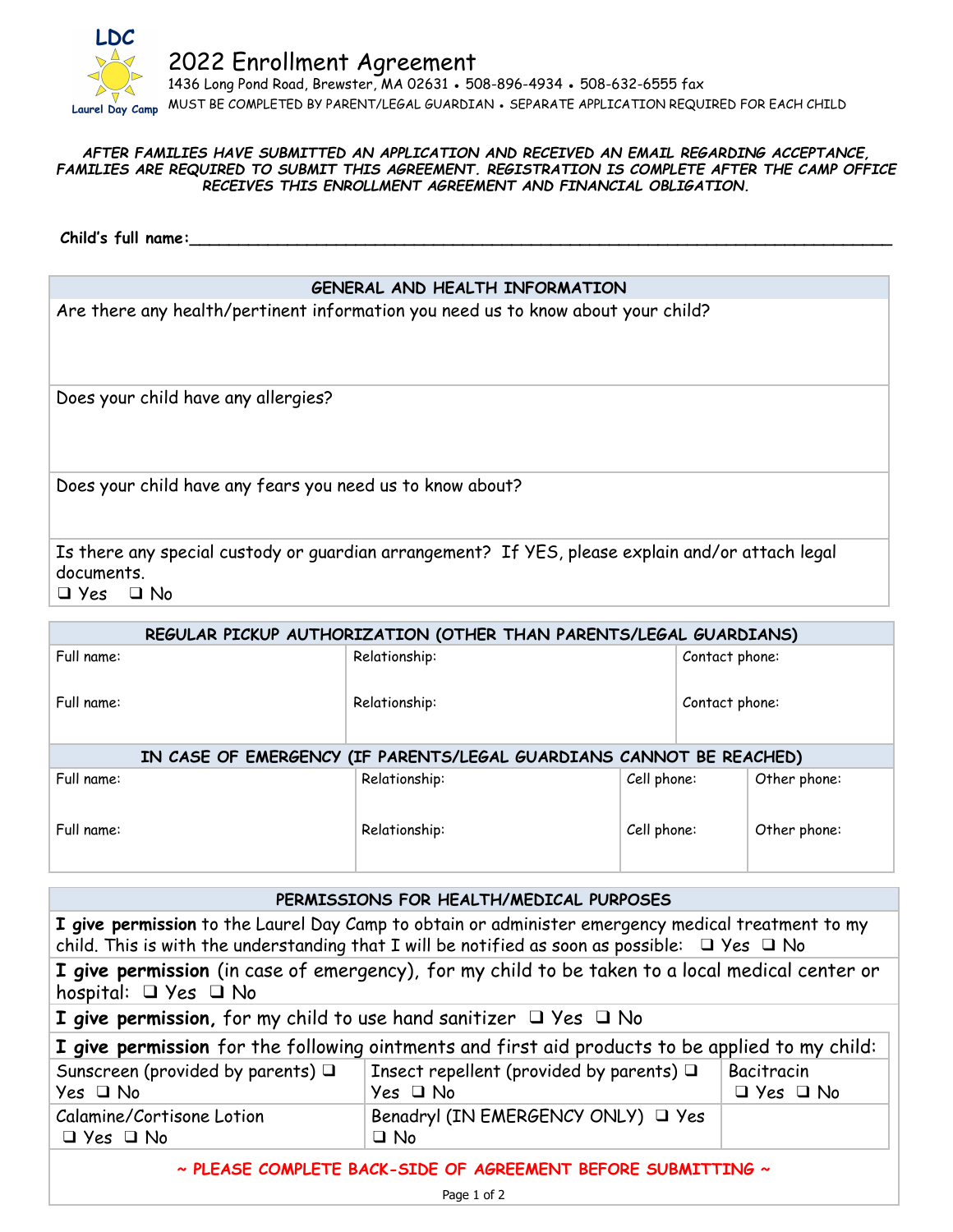LDC
Laurel Day Camp

# 2022 Enrollment Agreement

1436 Long Pond Road, Brewster, MA 02631 • 508-896-4934 • 508-632-6555 fax

MUST BE COMPLETED BY PARENT/LEGAL GUARDIAN • SEPARATE APPLICATION REQUIRED FOR EACH CHILD

***AFTER FAMILIES HAVE SUBMITTED AN APPLICATION AND RECEIVED AN EMAIL REGARDING ACCEPTANCE, FAMILIES ARE REQUIRED TO SUBMIT THIS AGREEMENT. REGISTRATION IS COMPLETE AFTER THE CAMP OFFICE RECEIVES THIS ENROLLMENT AGREEMENT AND FINANCIAL OBLIGATION.***

**Child's full name:**______________________________________________________________________________

| GENERAL AND HEALTH INFORMATION |
|---|
| Are there any health/pertinent information you need us to know about your child? |
| Does your child have any allergies? |
| Does your child have any fears you need us to know about? |
| Is there any special custody or guardian arrangement? If YES, please explain and/or attach legal documents.<br>❑ Yes ❑ No |

| REGULAR PICKUP AUTHORIZATION (OTHER THAN PARENTS/LEGAL GUARDIANS) | | |
|---|---|---|
| Full name: | Relationship: | Contact phone: |
| Full name: | Relationship: | Contact phone: |

| IN CASE OF EMERGENCY (IF PARENTS/LEGAL GUARDIANS CANNOT BE REACHED) | | | |
|---|---|---|---|
| Full name: | Relationship: | Cell phone: | Other phone: |
| Full name: | Relationship: | Cell phone: | Other phone: |

| PERMISSIONS FOR HEALTH/MEDICAL PURPOSES | | |
|---|---|---|
| **I give permission** to the Laurel Day Camp to obtain or administer emergency medical treatment to my child. This is with the understanding that I will be notified as soon as possible: ❑ Yes ❑ No | | |
| **I give permission** (in case of emergency), for my child to be taken to a local medical center or hospital: ❑ Yes ❑ No | | |
| **I give permission,** for my child to use hand sanitizer ❑ Yes ❑ No | | |
| **I give permission** for the following ointments and first aid products to be applied to my child: | | |
| Sunscreen (provided by parents) ❑ Yes ❑ No | Insect repellent (provided by parents) ❑ Yes ❑ No | Bacitracin ❑ Yes ❑ No |
| Calamine/Cortisone Lotion ❑ Yes ❑ No | Benadryl (IN EMERGENCY ONLY) ❑ Yes ❑ No | |

**~ PLEASE COMPLETE BACK-SIDE OF AGREEMENT BEFORE SUBMITTING ~**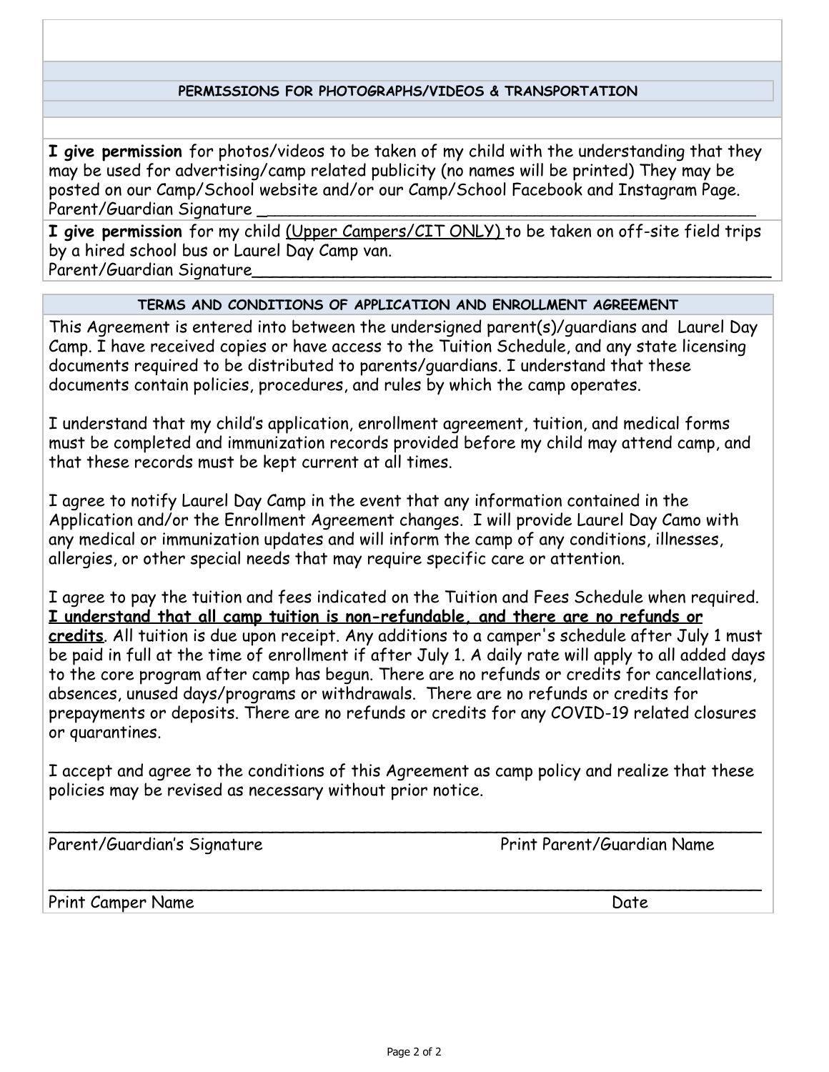## PERMISSIONS FOR PHOTOGRAPHS/VIDEOS & TRANSPORTATION

**I give permission** for photos/videos to be taken of my child with the understanding that they may be used for advertising/camp related publicity (no names will be printed) They may be posted on our Camp/School website and/or our Camp/School Facebook and Instagram Page.
Parent/Guardian Signature ___________________________________________________

**I give permission** for my child (Upper Campers/CIT ONLY) to be taken on off-site field trips by a hired school bus or Laurel Day Camp van.
Parent/Guardian Signature___________________________________________________

## TERMS AND CONDITIONS OF APPLICATION AND ENROLLMENT AGREEMENT

This Agreement is entered into between the undersigned parent(s)/guardians and Laurel Day Camp. I have received copies or have access to the Tuition Schedule, and any state licensing documents required to be distributed to parents/guardians. I understand that these documents contain policies, procedures, and rules by which the camp operates.

I understand that my child's application, enrollment agreement, tuition, and medical forms must be completed and immunization records provided before my child may attend camp, and that these records must be kept current at all times.

I agree to notify Laurel Day Camp in the event that any information contained in the Application and/or the Enrollment Agreement changes. I will provide Laurel Day Camo with any medical or immunization updates and will inform the camp of any conditions, illnesses, allergies, or other special needs that may require specific care or attention.

I agree to pay the tuition and fees indicated on the Tuition and Fees Schedule when required. **I understand that all camp tuition is non-refundable, and there are no refunds or credits**. All tuition is due upon receipt. Any additions to a camper's schedule after July 1 must be paid in full at the time of enrollment if after July 1. A daily rate will apply to all added days to the core program after camp has begun. There are no refunds or credits for cancellations, absences, unused days/programs or withdrawals. There are no refunds or credits for prepayments or deposits. There are no refunds or credits for any COVID-19 related closures or quarantines.

I accept and agree to the conditions of this Agreement as camp policy and realize that these policies may be revised as necessary without prior notice.

___________________________________________________________________

Parent/Guardian's Signature Print Parent/Guardian Name

___________________________________________________________________

Print Camper Name Date